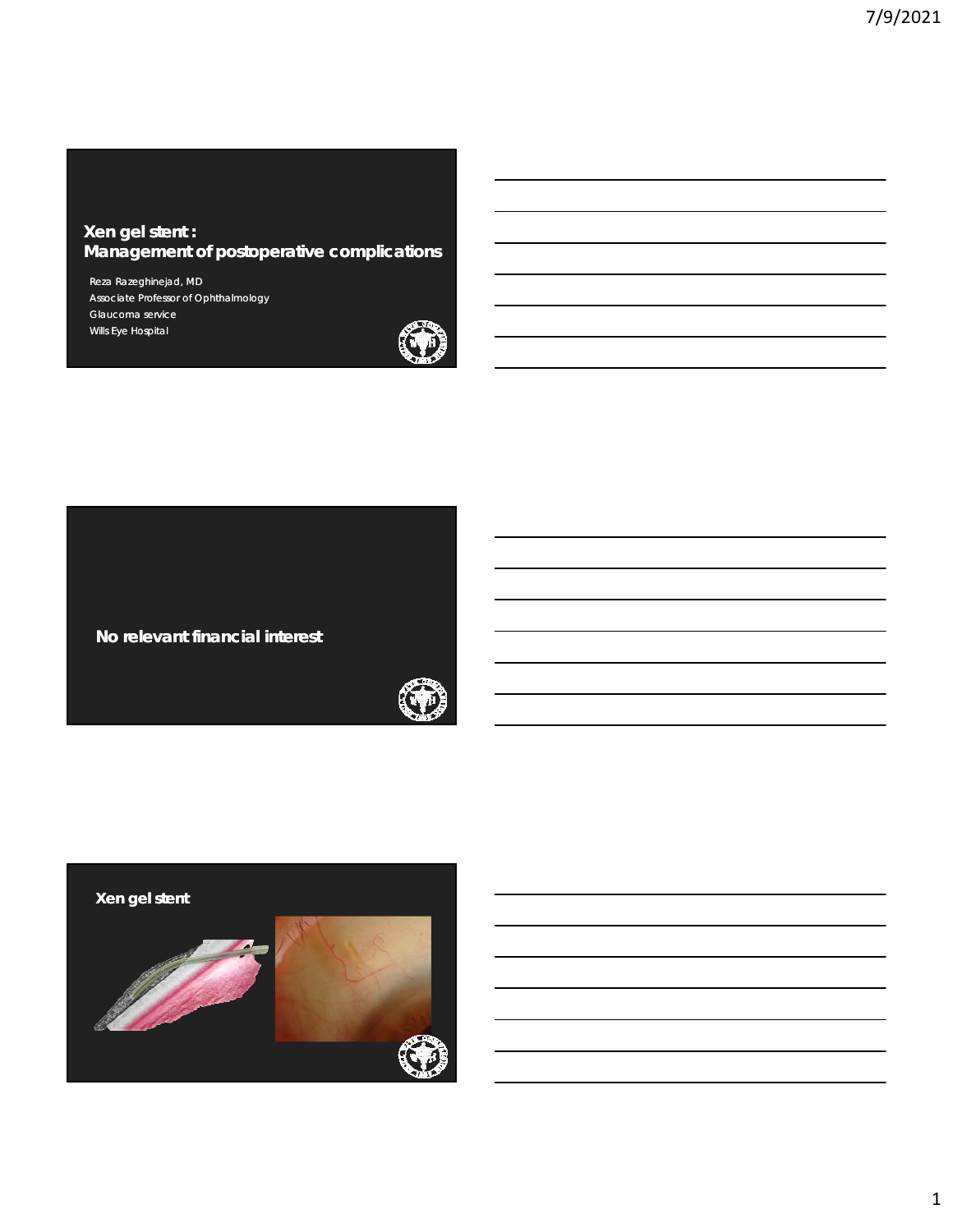# Xen gel stent : Management of postoperative complications

Reza Razeghinejad, MD
Associate Professor of Ophthalmology
Glaucoma service
Wills Eye Hospital

**No relevant financial interest**

## Xen gel stent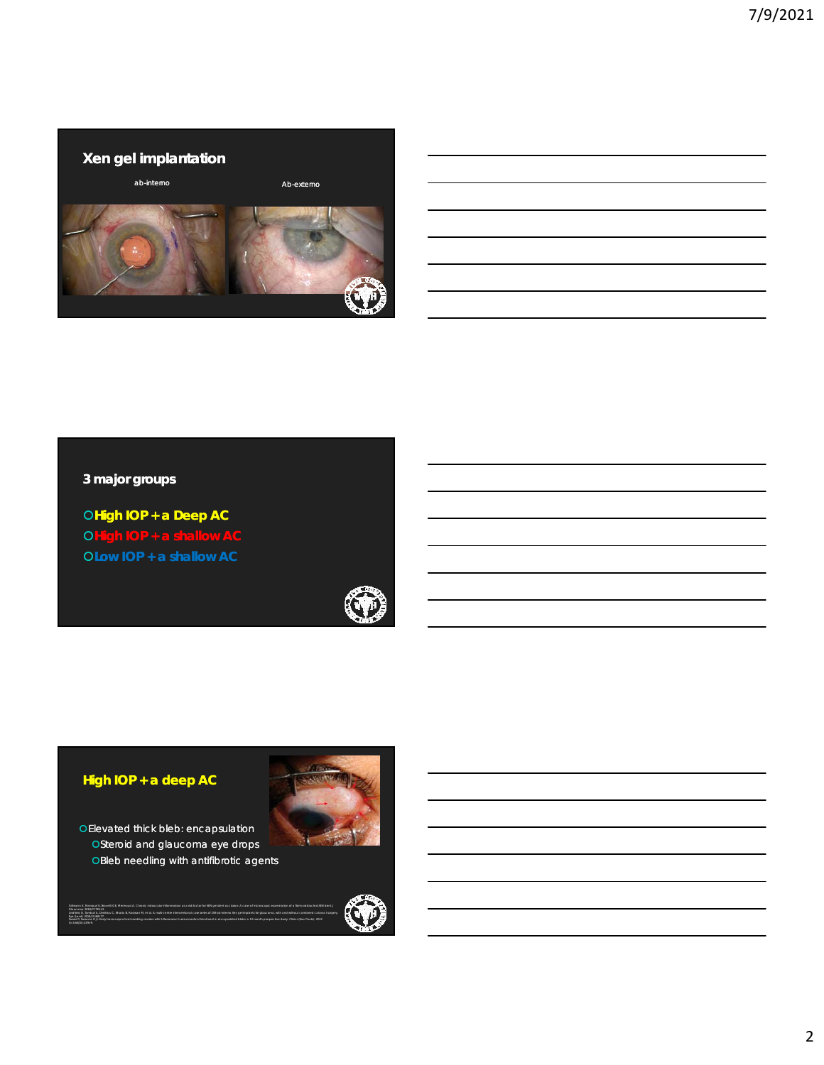## Xen gel implantation

ab-interno

Ab-externo

## 3 major groups

- High IOP + a Deep AC
- High IOP + a shallow AC
- Low IOP + a shallow AC

## High IOP + a deep AC

- Elevated thick bleb: encapsulation
  - Steroid and glaucoma eye drops
  - Bleb needling with antifibrotic agents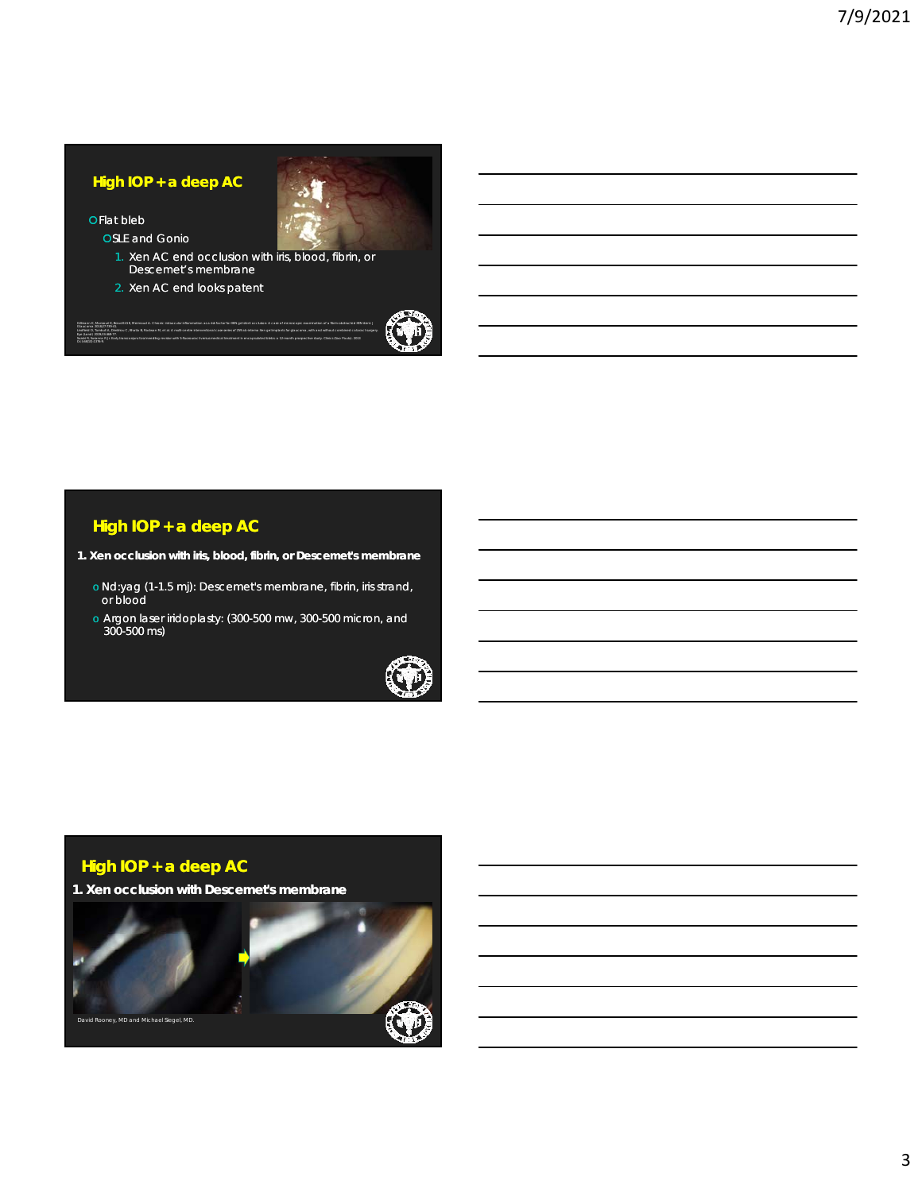## High IOP + a deep AC

- Flat bleb
  - SLE and Gonio
    1. Xen AC end occlusion with iris, blood, fibrin, or Descemet's membrane
    2. Xen AC end looks patent

## High IOP + a deep AC

**1. Xen occlusion with iris, blood, fibrin, or Descemet's membrane**

- Nd:yag (1-1.5 mj): Descemet's membrane, fibrin, iris strand, or blood
- Argon laser iridoplasty: (300-500 mw, 300-500 micron, and 300-500 ms)

## High IOP + a deep AC

**1. Xen occlusion with Descemet's membrane**

David Rooney, MD and Michael Siegel, MD.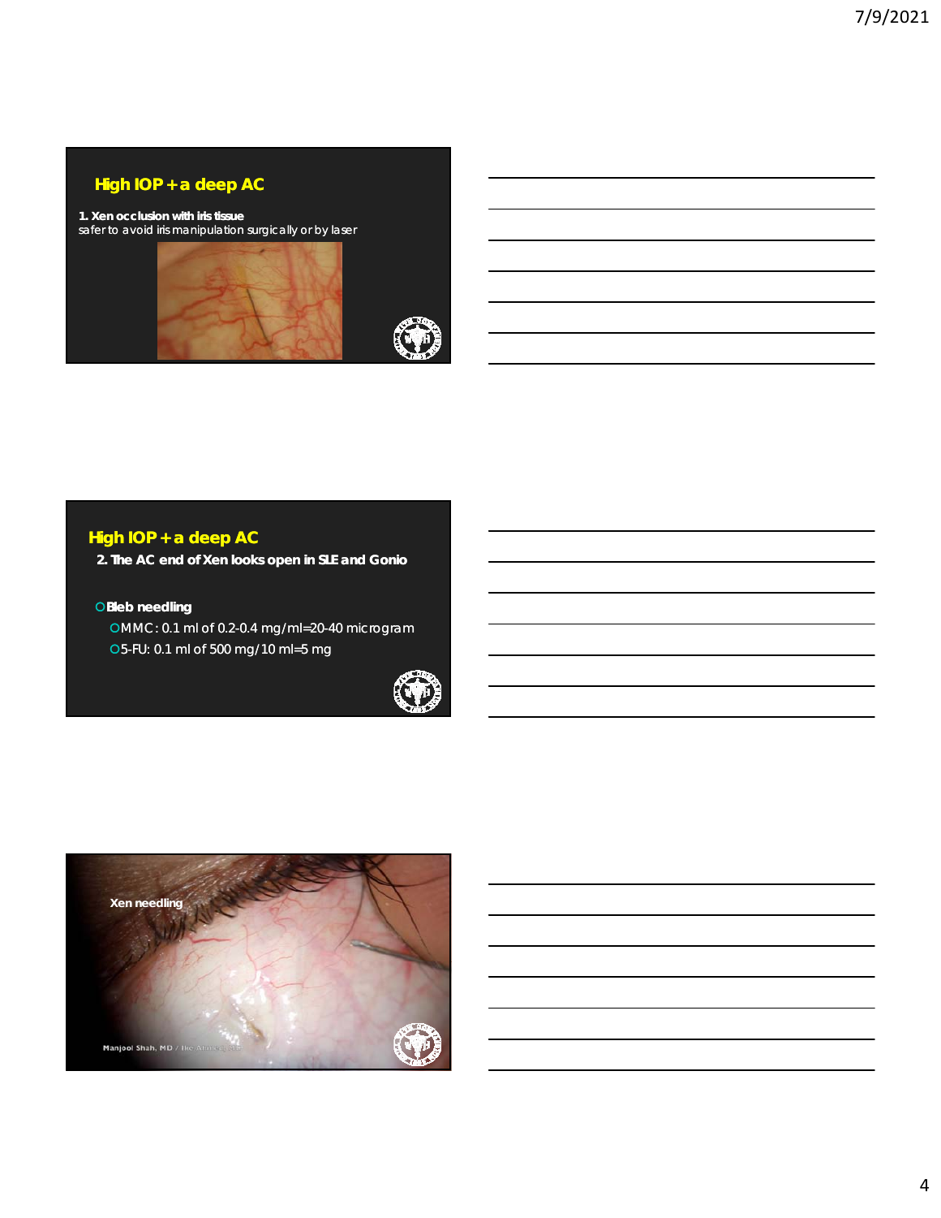## High IOP + a deep AC

**1. Xen occlusion with iris tissue**
safer to avoid iris manipulation surgically or by laser

## High IOP + a deep AC

**2. The AC end of Xen looks open in SLE and Gonio**

- **Bleb needling**
  - MMC: 0.1 ml of 0.2-0.4 mg/ml=20-40 microgram
  - 5-FU: 0.1 ml of 500 mg/10 ml=5 mg

**Xen needling**

Manjool Shah, MD / The Atlas of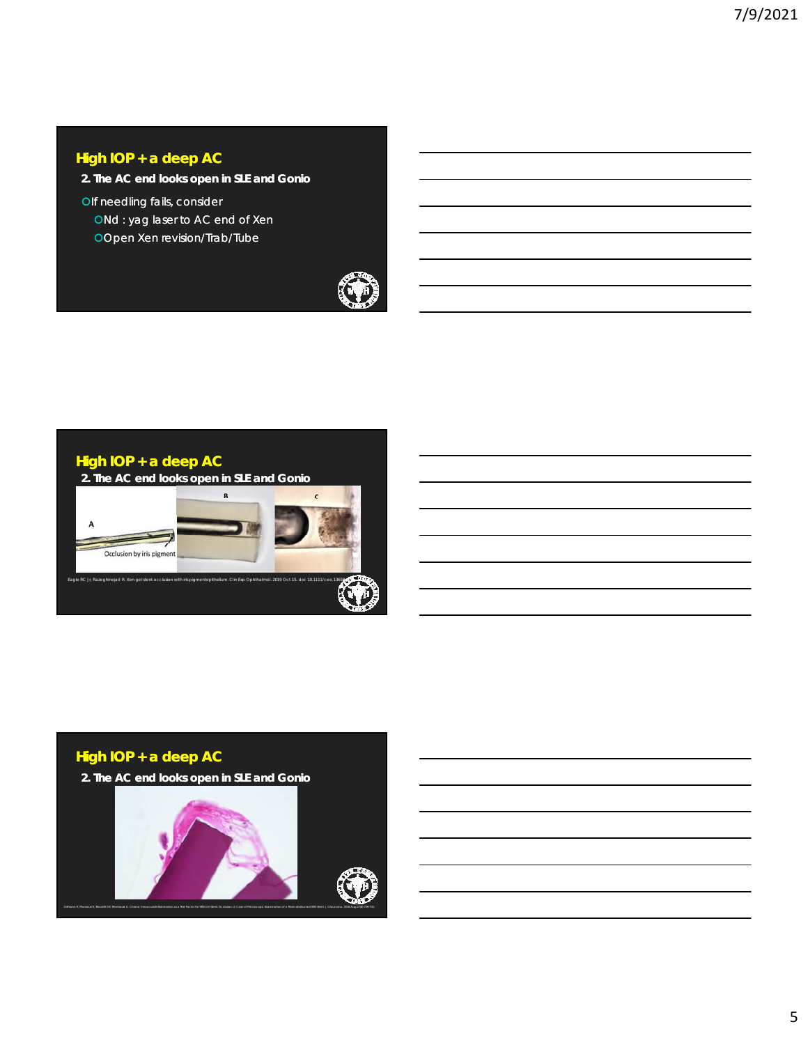## High IOP + a deep AC

**2. The AC end looks open in SLE and Gonio**

- If needling fails, consider
  - Nd : yag laser to AC end of Xen
  - Open Xen revision/Trab/Tube

## High IOP + a deep AC

**2. The AC end looks open in SLE and Gonio**

A

Occlusion by iris pigment

B

C

Eagle RC Jr, Razeghinejad R. Xen gel stent occlusion with iris pigment epithelium. Clin Exp Ophthalmol. 2019 Oct 15. doi: 10.1111/ceo.1365

## High IOP + a deep AC

**2. The AC end looks open in SLE and Gonio**

Gillmann K, Mansouri K, Bravetti GE, Mermoud A. Chronic intraocular inflammation as a Risk Factor for XEN Gel Stent Occlusion: A Case of Microscopic Examination of a Post-obstructed XEN Stent. J Glaucoma. 2018 Aug;27(8):739-741.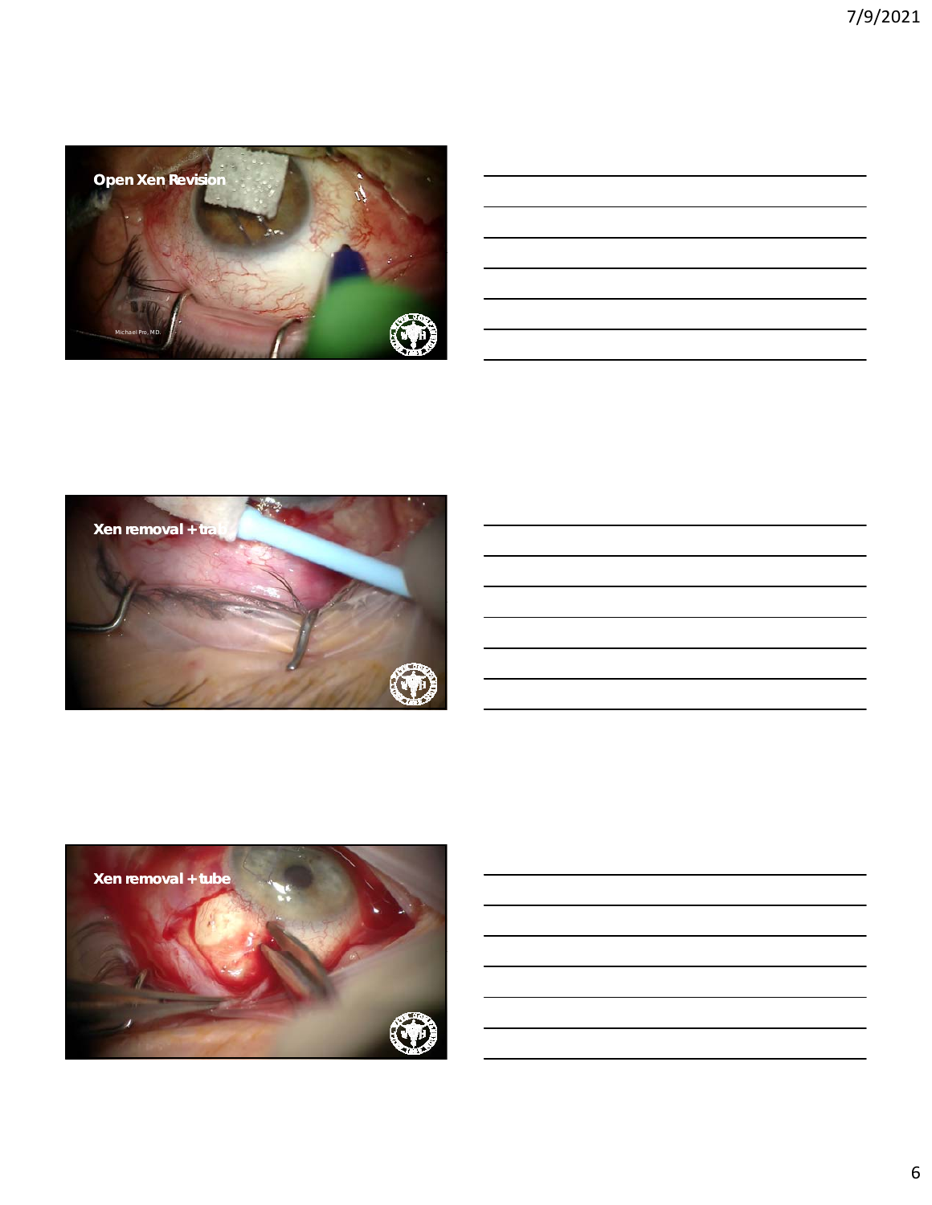## Open Xen Revision

Michael Pro, M.D.

## Xen removal + tra

## Xen removal + tube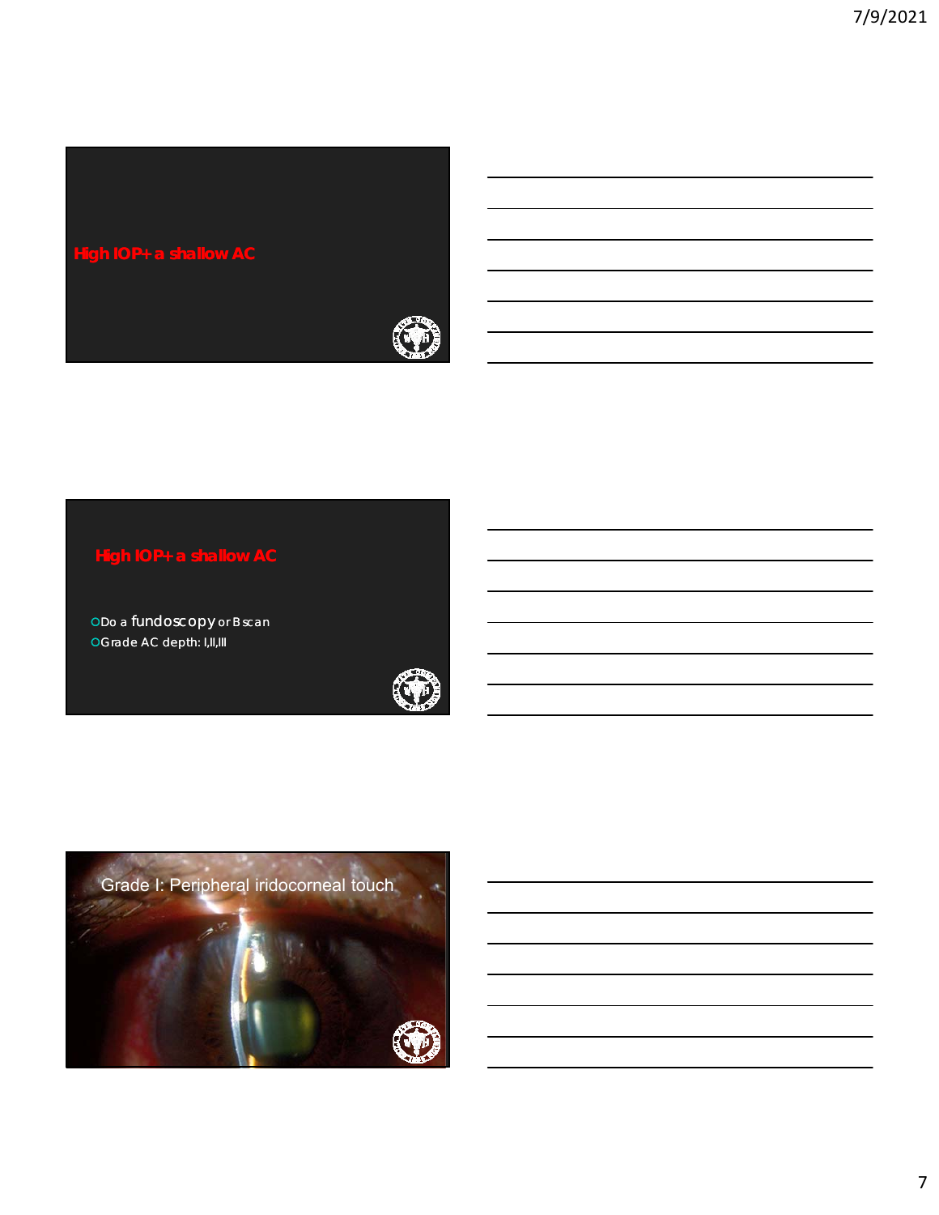## High IOP+ a shallow AC

## High IOP+ a shallow AC

- Do a fundoscopy or B scan
- Grade AC depth: I,II,III

Grade I: Peripheral iridocorneal touch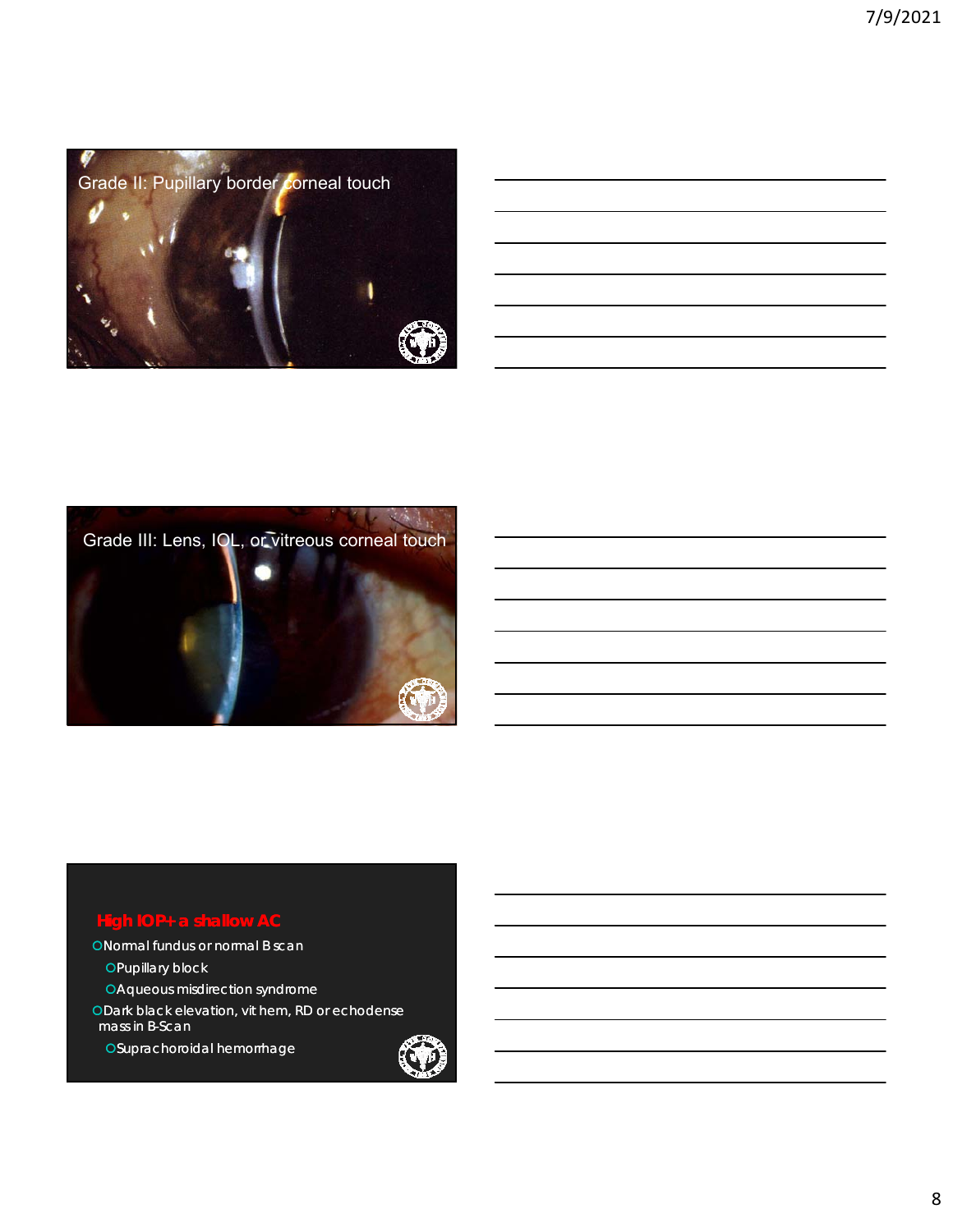Grade II: Pupillary border corneal touch

Grade III: Lens, IOL, or vitreous corneal touch

## High IOP+ a shallow AC

- Normal fundus or normal B scan
  - Pupillary block
  - Aqueous misdirection syndrome
- Dark black elevation, vit hem, RD or echodense mass in B-Scan
  - Suprachoroidal hemorrhage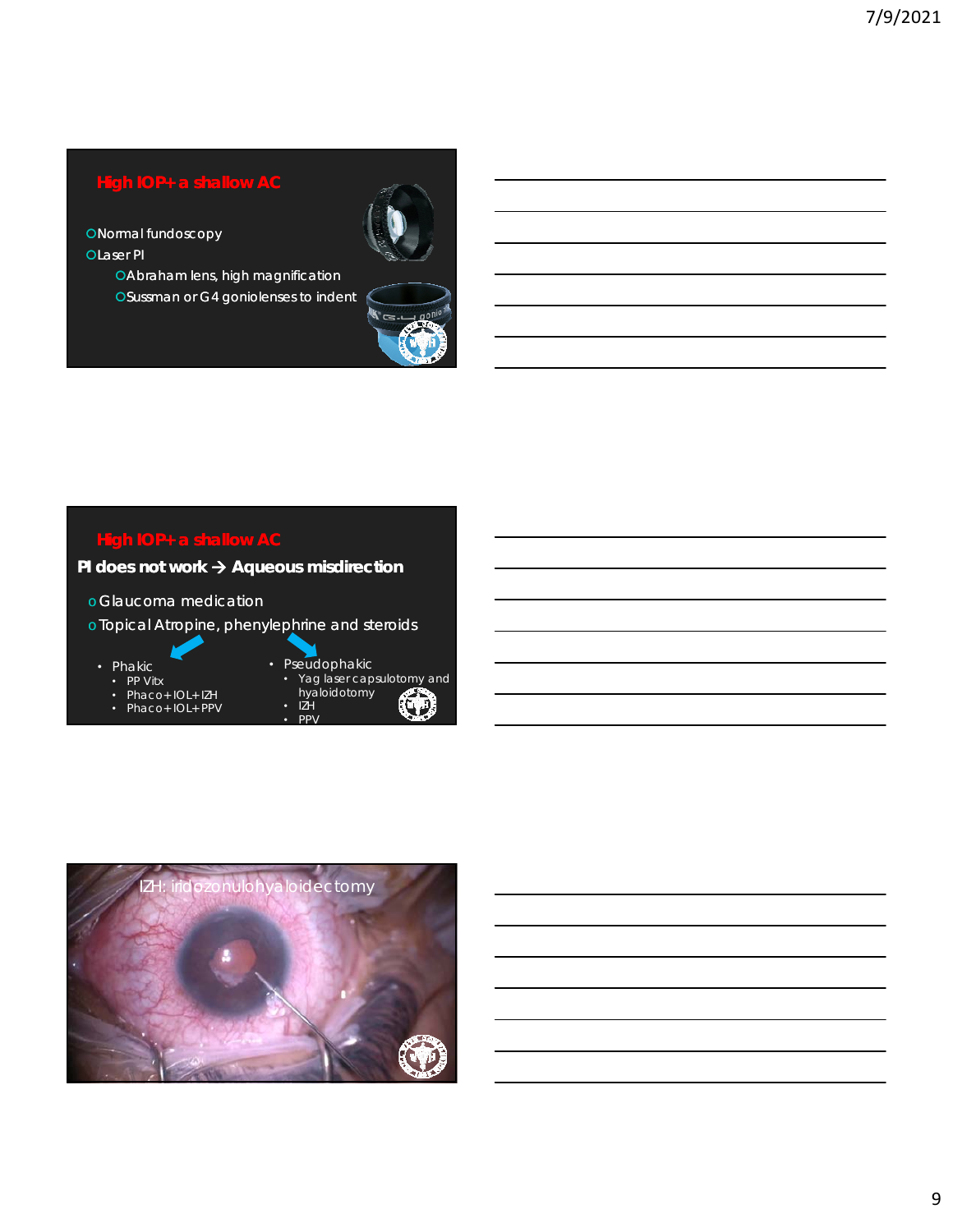## High IOP+ a shallow AC

- Normal fundoscopy
- Laser PI
  - Abraham lens, high magnification
  - Sussman or G4 goniolenses to indent

## High IOP+ a shallow AC

**PI does not work → Aqueous misdirection**

- Glaucoma medication
- Topical Atropine, phenylephrine and steroids

- Phakic
  - PP Vitx
  - Phaco+IOL+IZH
  - Phaco+IOL+PPV
- Pseudophakic
  - Yag laser capsulotomy and hyaloidotomy
  - IZH
  - PPV

IZH: iridozonulohyaloidectomy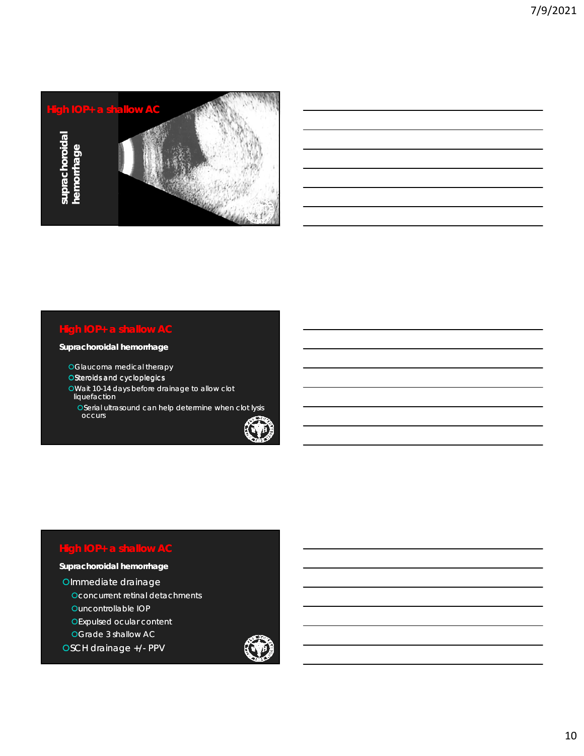## High IOP+ a shallow AC

**suprachoroidal hemorrhage**

## High IOP+ a shallow AC

**Suprachoroidal hemorrhage**

- Glaucoma medical therapy
- Steroids and cycloplegics
- Wait 10-14 days before drainage to allow clot liquefaction
  - Serial ultrasound can help determine when clot lysis occurs

## High IOP+ a shallow AC

**Suprachoroidal hemorrhage**

- Immediate drainage
  - concurrent retinal detachments
  - uncontrollable IOP
  - Expulsed ocular content
  - Grade 3 shallow AC
- SCH drainage +/- PPV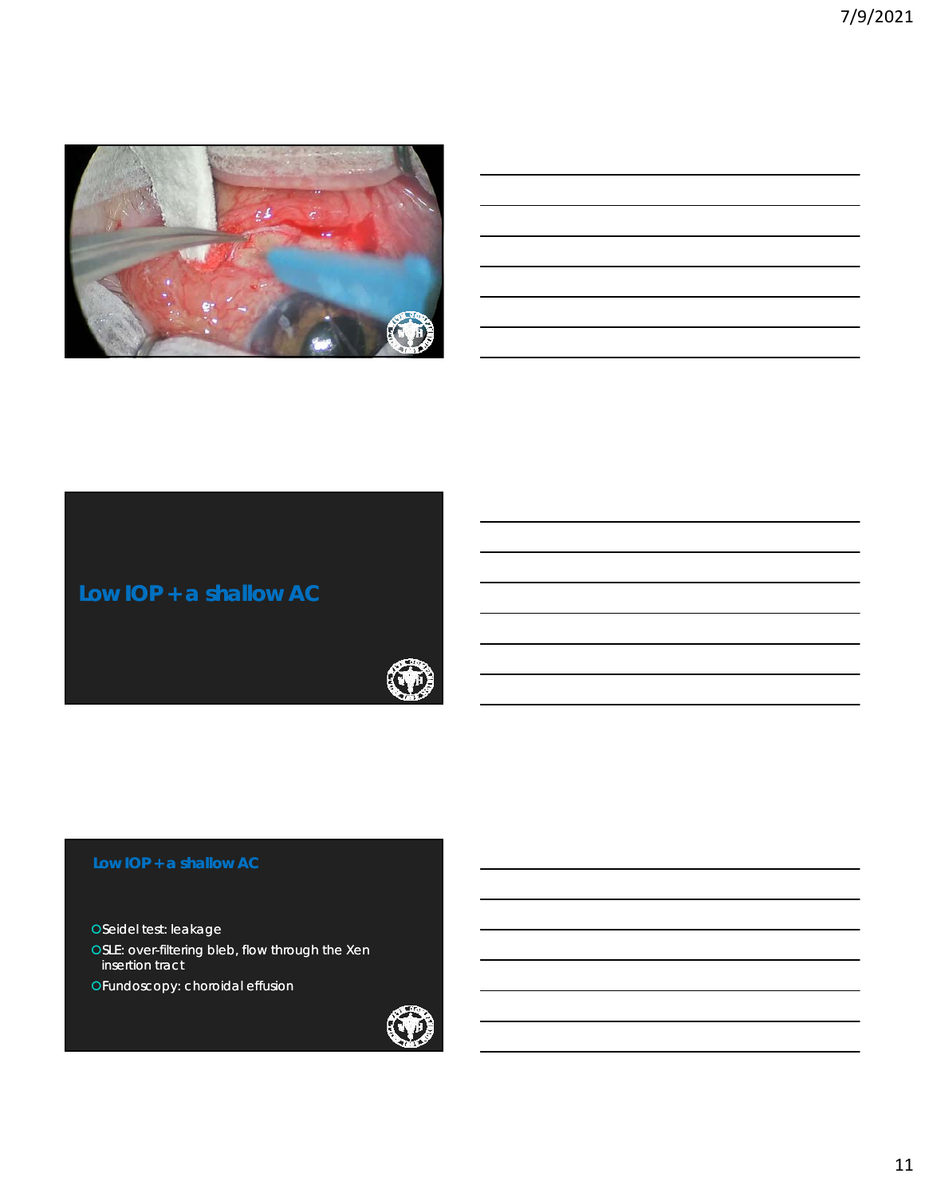## Low IOP + a shallow AC

## Low IOP + a shallow AC

- Seidel test: leakage
- SLE: over-filtering bleb, flow through the Xen insertion tract
- Fundoscopy: choroidal effusion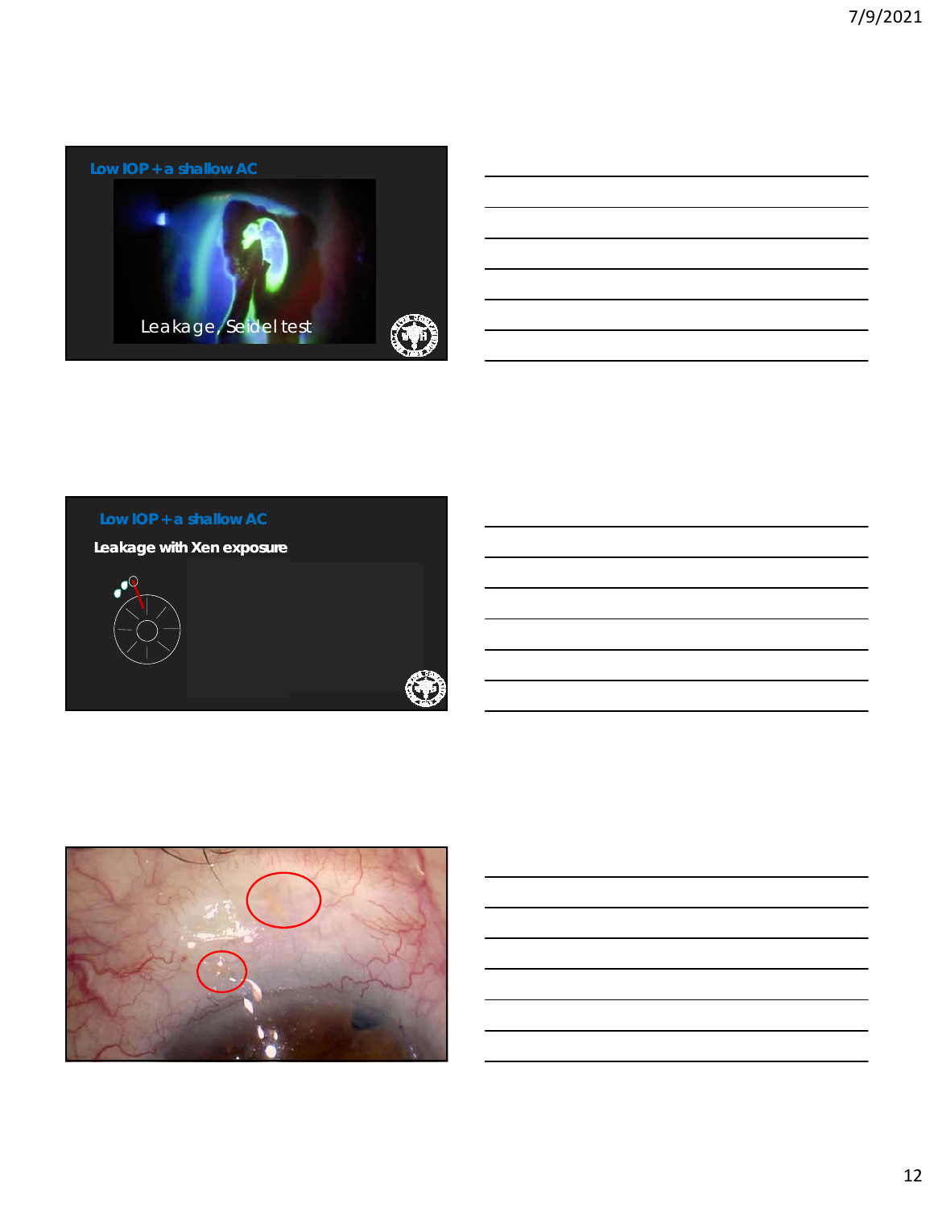## Low IOP + a shallow AC

Leakage, Seidel test

## Low IOP + a shallow AC

**Leakage with Xen exposure**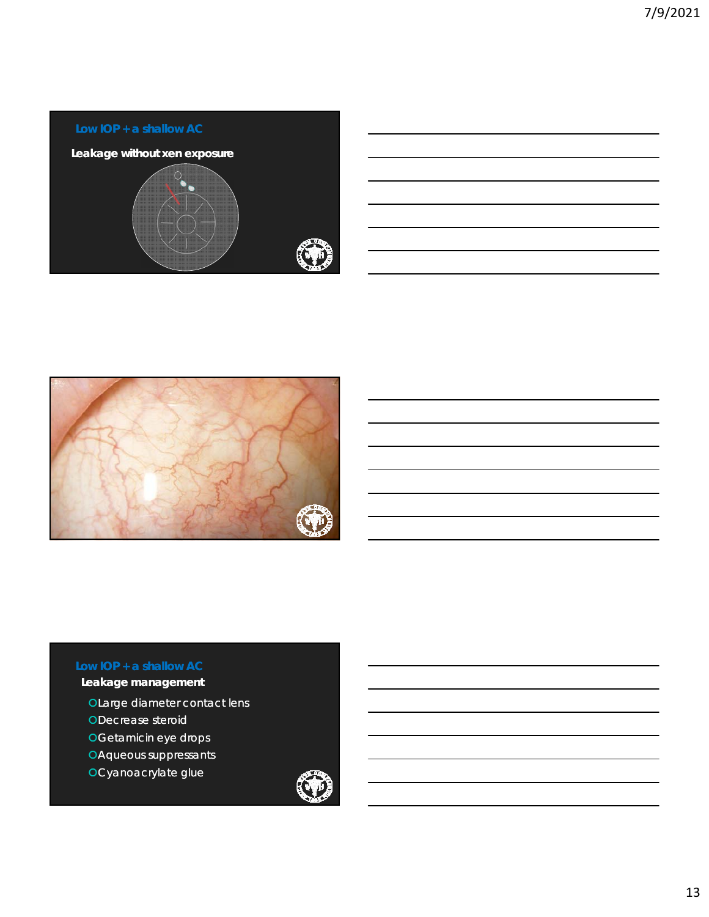## Low IOP + a shallow AC

**Leakage without xen exposure**

## Low IOP + a shallow AC

**Leakage management**

- Large diameter contact lens
- Decrease steroid
- Getamicin eye drops
- Aqueous suppressants
- Cyanoacrylate glue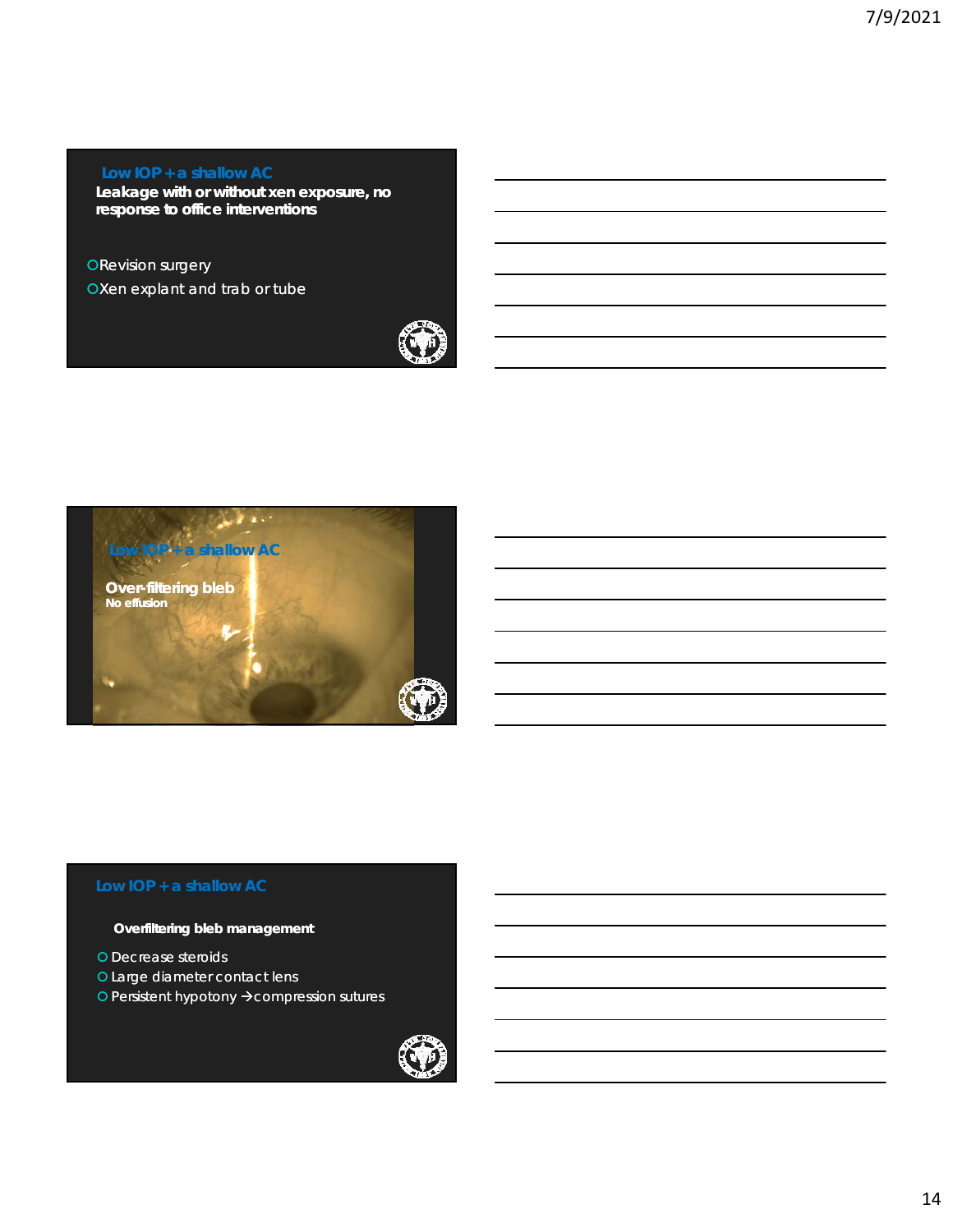## Low IOP + a shallow AC

**Leakage with or without xen exposure, no response to office interventions**

- Revision surgery
- Xen explant and trab or tube

## Low IOP + a shallow AC

**Over-filtering bleb**

**No effusion**

## Low IOP + a shallow AC

**Overfiltering bleb management**

- Decrease steroids
- Large diameter contact lens
- Persistent hypotony → compression sutures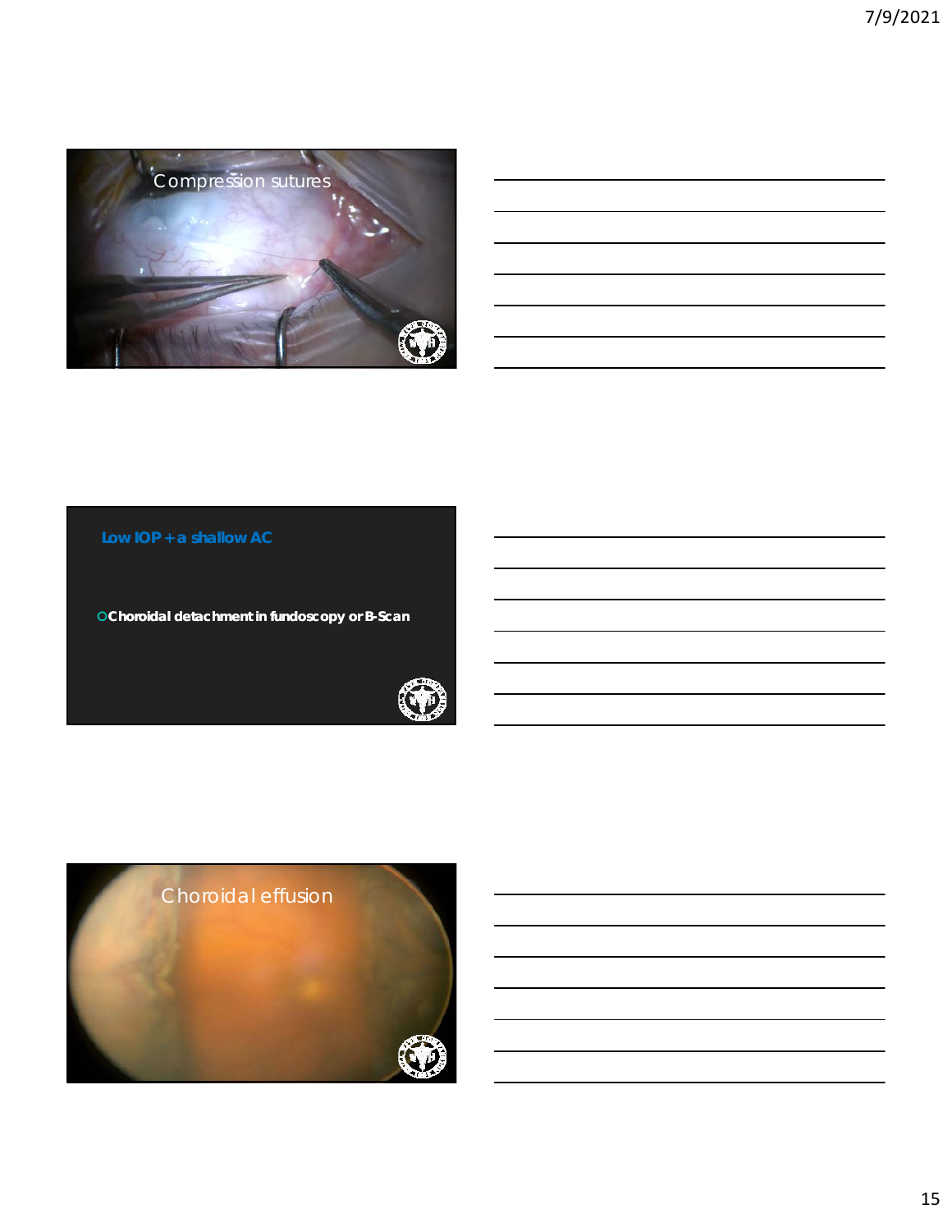Compression sutures

Low IOP + a shallow AC

- Choroidal detachment in fundoscopy or B-Scan

Choroidal effusion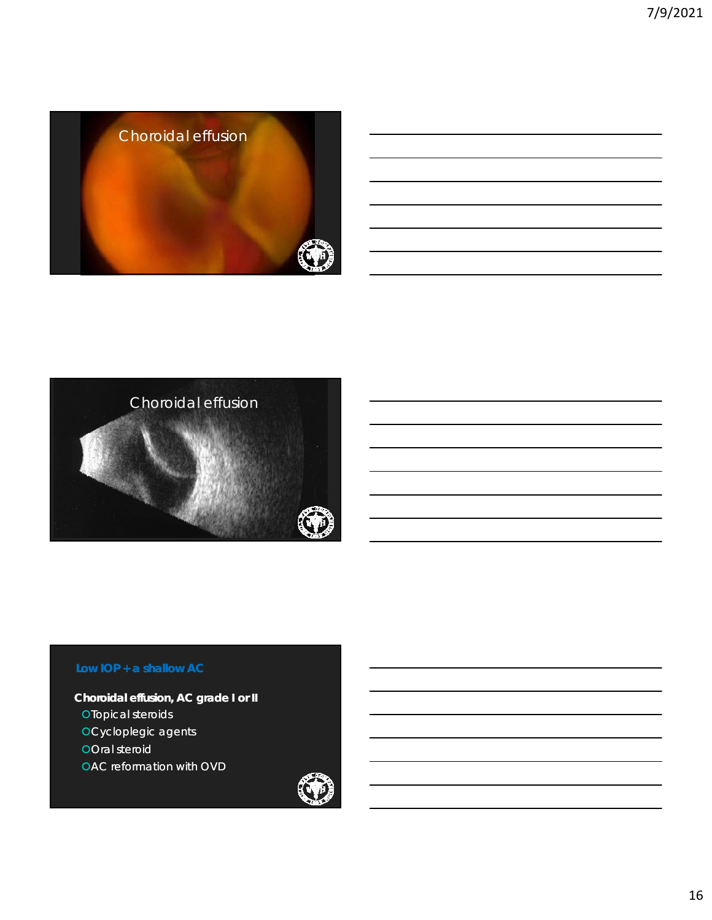Choroidal effusion

Choroidal effusion

## Low IOP + a shallow AC

**Choroidal effusion, AC grade I or II**

- Topical steroids
- Cycloplegic agents
- Oral steroid
- AC reformation with OVD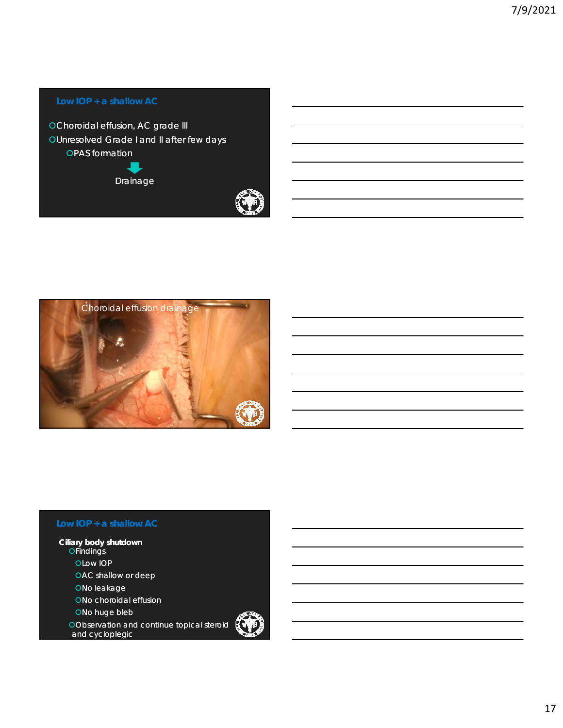## Low IOP + a shallow AC

- Choroidal effusion, AC grade III
- Unresolved Grade I and II after few days
  - PAS formation

Drainage

Choroidal effusion drainage

## Low IOP + a shallow AC

**Ciliary body shutdown**

- Findings
  - Low IOP
  - AC shallow or deep
  - No leakage
  - No choroidal effusion
  - No huge bleb
- Observation and continue topical steroid and cycloplegic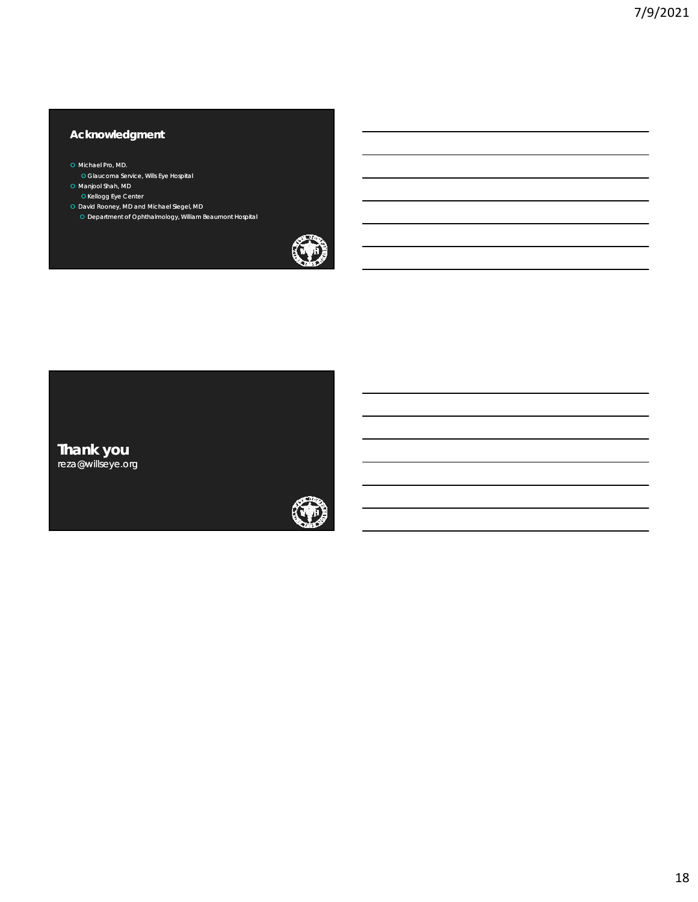## Acknowledgment

- Michael Pro, MD.
  - Glaucoma Service, Wills Eye Hospital
- Manjool Shah, MD
  - Kellogg Eye Center
- David Rooney, MD and Michael Siegel, MD
  - Department of Ophthalmology, William Beaumont Hospital

## Thank you

reza@willseye.org